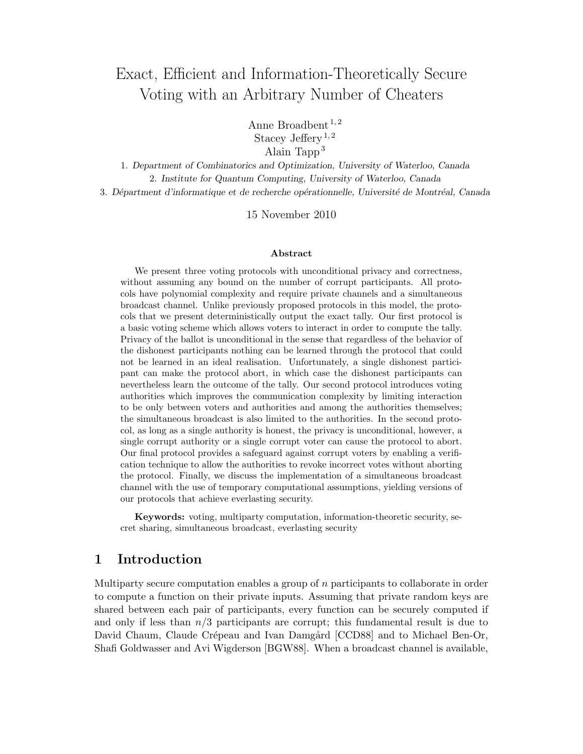# Exact, Efficient and Information-Theoretically Secure Voting with an Arbitrary Number of Cheaters

Anne Broadbent[1,2]
Stacey Jeffery[1,2]
Alain Tapp[3]

1. *Department of Combinatorics and Optimization, University of Waterloo, Canada*
2. *Institute for Quantum Computing, University of Waterloo, Canada*
3. *Départment d'informatique et de recherche opérationnelle, Université de Montréal, Canada*

15 November 2010

### Abstract

We present three voting protocols with unconditional privacy and correctness, without assuming any bound on the number of corrupt participants. All protocols have polynomial complexity and require private channels and a simultaneous broadcast channel. Unlike previously proposed protocols in this model, the protocols that we present deterministically output the exact tally. Our first protocol is a basic voting scheme which allows voters to interact in order to compute the tally. Privacy of the ballot is unconditional in the sense that regardless of the behavior of the dishonest participants nothing can be learned through the protocol that could not be learned in an ideal realisation. Unfortunately, a single dishonest participant can make the protocol abort, in which case the dishonest participants can nevertheless learn the outcome of the tally. Our second protocol introduces voting authorities which improves the communication complexity by limiting interaction to be only between voters and authorities and among the authorities themselves; the simultaneous broadcast is also limited to the authorities. In the second protocol, as long as a single authority is honest, the privacy is unconditional, however, a single corrupt authority or a single corrupt voter can cause the protocol to abort. Our final protocol provides a safeguard against corrupt voters by enabling a verification technique to allow the authorities to revoke incorrect votes without aborting the protocol. Finally, we discuss the implementation of a simultaneous broadcast channel with the use of temporary computational assumptions, yielding versions of our protocols that achieve everlasting security.

**Keywords:** voting, multiparty computation, information-theoretic security, secret sharing, simultaneous broadcast, everlasting security

## 1 Introduction

Multiparty secure computation enables a group of $n$ participants to collaborate in order to compute a function on their private inputs. Assuming that private random keys are shared between each pair of participants, every function can be securely computed if and only if less than $n/3$ participants are corrupt; this fundamental result is due to David Chaum, Claude Crépeau and Ivan Damgård [CCD88] and to Michael Ben-Or, Shafi Goldwasser and Avi Wigderson [BGW88]. When a broadcast channel is available,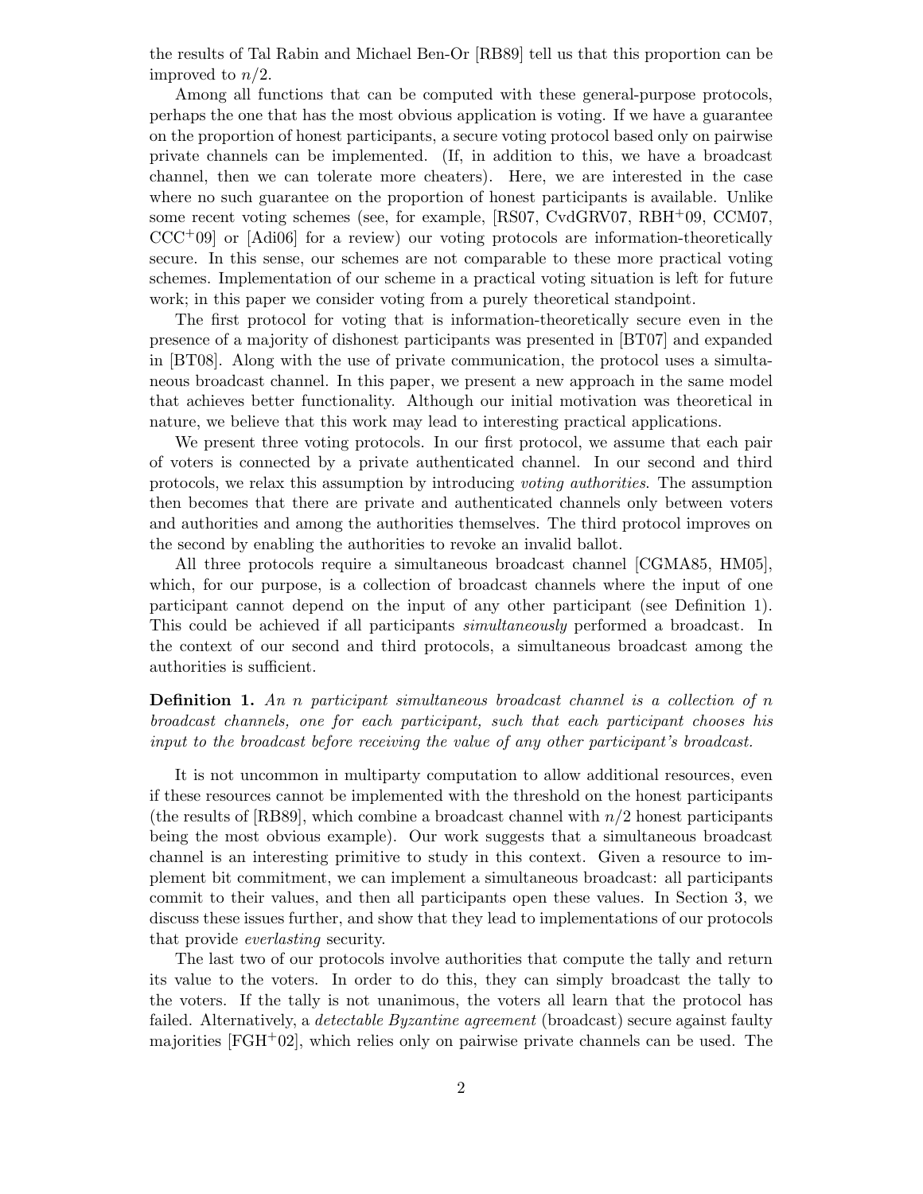the results of Tal Rabin and Michael Ben-Or [RB89] tell us that this proportion can be improved to $n/2$.

Among all functions that can be computed with these general-purpose protocols, perhaps the one that has the most obvious application is voting. If we have a guarantee on the proportion of honest participants, a secure voting protocol based only on pairwise private channels can be implemented. (If, in addition to this, we have a broadcast channel, then we can tolerate more cheaters). Here, we are interested in the case where no such guarantee on the proportion of honest participants is available. Unlike some recent voting schemes (see, for example, [RS07, CvdGRV07, RBH+09, CCM07, CCC+09] or [Adi06] for a review) our voting protocols are information-theoretically secure. In this sense, our schemes are not comparable to these more practical voting schemes. Implementation of our scheme in a practical voting situation is left for future work; in this paper we consider voting from a purely theoretical standpoint.

The first protocol for voting that is information-theoretically secure even in the presence of a majority of dishonest participants was presented in [BT07] and expanded in [BT08]. Along with the use of private communication, the protocol uses a simultaneous broadcast channel. In this paper, we present a new approach in the same model that achieves better functionality. Although our initial motivation was theoretical in nature, we believe that this work may lead to interesting practical applications.

We present three voting protocols. In our first protocol, we assume that each pair of voters is connected by a private authenticated channel. In our second and third protocols, we relax this assumption by introducing *voting authorities*. The assumption then becomes that there are private and authenticated channels only between voters and authorities and among the authorities themselves. The third protocol improves on the second by enabling the authorities to revoke an invalid ballot.

All three protocols require a simultaneous broadcast channel [CGMA85, HM05], which, for our purpose, is a collection of broadcast channels where the input of one participant cannot depend on the input of any other participant (see Definition 1). This could be achieved if all participants *simultaneously* performed a broadcast. In the context of our second and third protocols, a simultaneous broadcast among the authorities is sufficient.

**Definition 1.** *An $n$ participant simultaneous broadcast channel is a collection of $n$ broadcast channels, one for each participant, such that each participant chooses his input to the broadcast before receiving the value of any other participant's broadcast.*

It is not uncommon in multiparty computation to allow additional resources, even if these resources cannot be implemented with the threshold on the honest participants (the results of [RB89], which combine a broadcast channel with $n/2$ honest participants being the most obvious example). Our work suggests that a simultaneous broadcast channel is an interesting primitive to study in this context. Given a resource to implement bit commitment, we can implement a simultaneous broadcast: all participants commit to their values, and then all participants open these values. In Section 3, we discuss these issues further, and show that they lead to implementations of our protocols that provide *everlasting* security.

The last two of our protocols involve authorities that compute the tally and return its value to the voters. In order to do this, they can simply broadcast the tally to the voters. If the tally is not unanimous, the voters all learn that the protocol has failed. Alternatively, a *detectable Byzantine agreement* (broadcast) secure against faulty majorities [FGH+02], which relies only on pairwise private channels can be used. The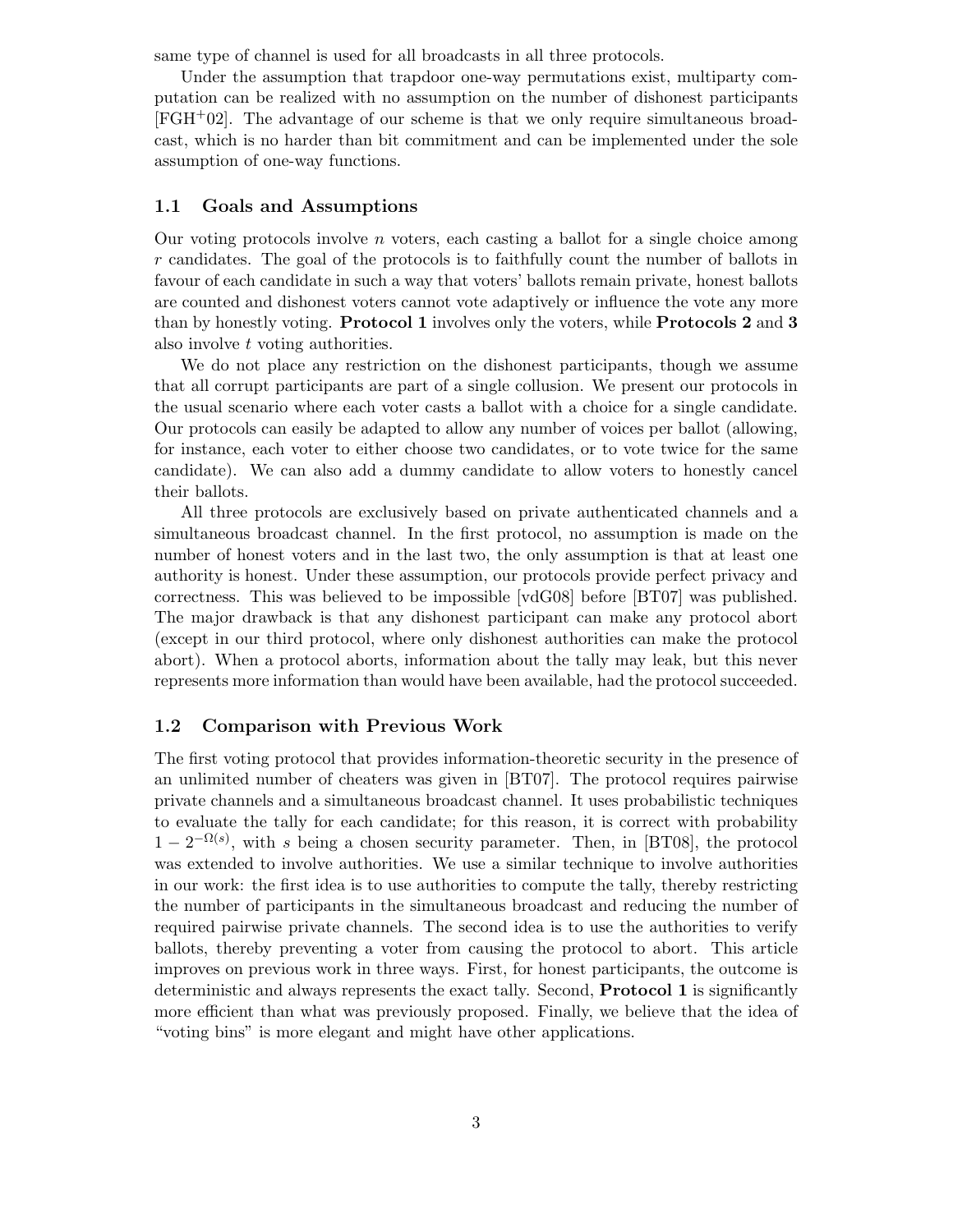same type of channel is used for all broadcasts in all three protocols.

Under the assumption that trapdoor one-way permutations exist, multiparty computation can be realized with no assumption on the number of dishonest participants [FGH+02]. The advantage of our scheme is that we only require simultaneous broadcast, which is no harder than bit commitment and can be implemented under the sole assumption of one-way functions.

## 1.1 Goals and Assumptions

Our voting protocols involve $n$ voters, each casting a ballot for a single choice among $r$ candidates. The goal of the protocols is to faithfully count the number of ballots in favour of each candidate in such a way that voters' ballots remain private, honest ballots are counted and dishonest voters cannot vote adaptively or influence the vote any more than by honestly voting. **Protocol 1** involves only the voters, while **Protocols 2** and **3** also involve $t$ voting authorities.

We do not place any restriction on the dishonest participants, though we assume that all corrupt participants are part of a single collusion. We present our protocols in the usual scenario where each voter casts a ballot with a choice for a single candidate. Our protocols can easily be adapted to allow any number of voices per ballot (allowing, for instance, each voter to either choose two candidates, or to vote twice for the same candidate). We can also add a dummy candidate to allow voters to honestly cancel their ballots.

All three protocols are exclusively based on private authenticated channels and a simultaneous broadcast channel. In the first protocol, no assumption is made on the number of honest voters and in the last two, the only assumption is that at least one authority is honest. Under these assumption, our protocols provide perfect privacy and correctness. This was believed to be impossible [vdG08] before [BT07] was published. The major drawback is that any dishonest participant can make any protocol abort (except in our third protocol, where only dishonest authorities can make the protocol abort). When a protocol aborts, information about the tally may leak, but this never represents more information than would have been available, had the protocol succeeded.

## 1.2 Comparison with Previous Work

The first voting protocol that provides information-theoretic security in the presence of an unlimited number of cheaters was given in [BT07]. The protocol requires pairwise private channels and a simultaneous broadcast channel. It uses probabilistic techniques to evaluate the tally for each candidate; for this reason, it is correct with probability $1 - 2^{-\Omega(s)}$, with $s$ being a chosen security parameter. Then, in [BT08], the protocol was extended to involve authorities. We use a similar technique to involve authorities in our work: the first idea is to use authorities to compute the tally, thereby restricting the number of participants in the simultaneous broadcast and reducing the number of required pairwise private channels. The second idea is to use the authorities to verify ballots, thereby preventing a voter from causing the protocol to abort. This article improves on previous work in three ways. First, for honest participants, the outcome is deterministic and always represents the exact tally. Second, **Protocol 1** is significantly more efficient than what was previously proposed. Finally, we believe that the idea of "voting bins" is more elegant and might have other applications.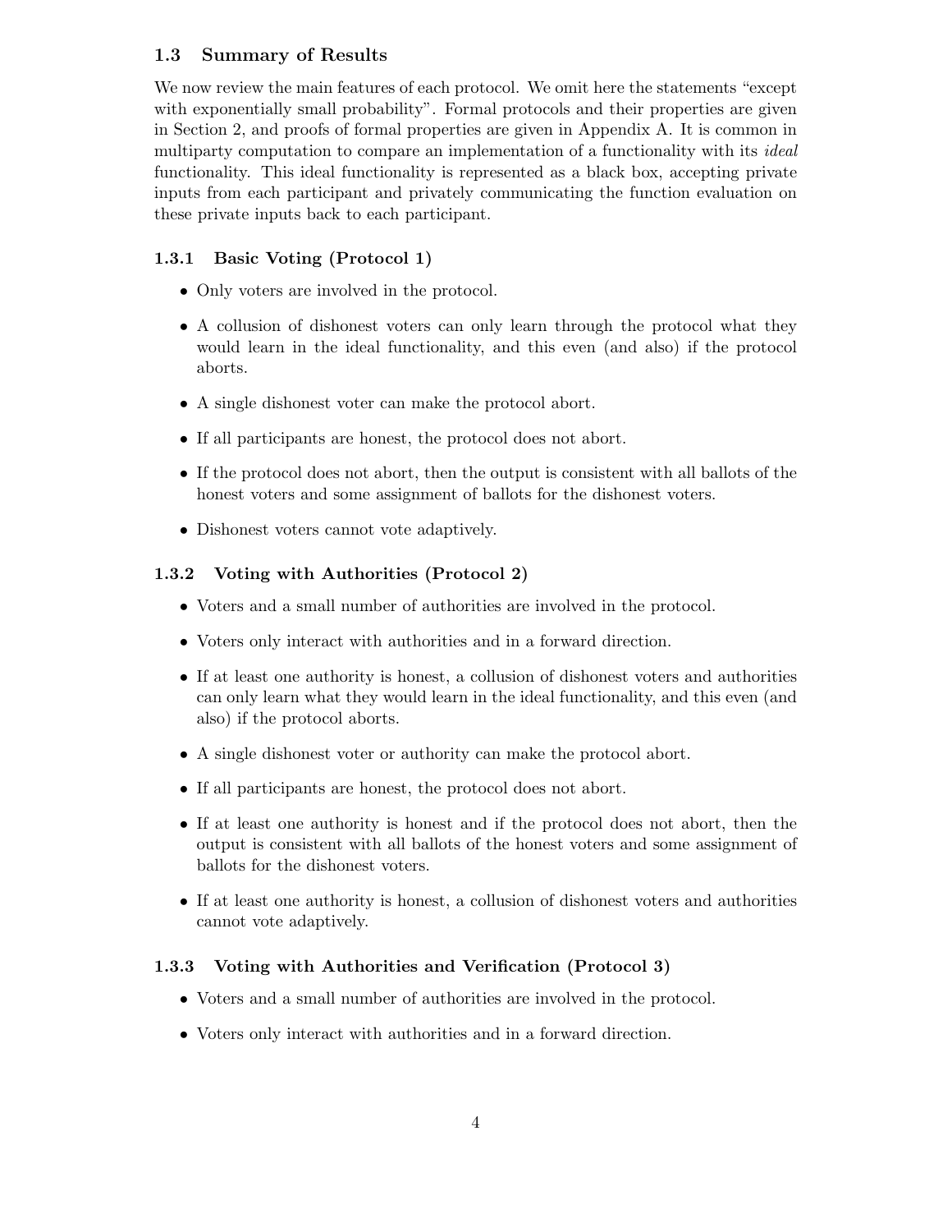### 1.3 Summary of Results

We now review the main features of each protocol. We omit here the statements "except with exponentially small probability". Formal protocols and their properties are given in Section 2, and proofs of formal properties are given in Appendix A. It is common in multiparty computation to compare an implementation of a functionality with its *ideal* functionality. This ideal functionality is represented as a black box, accepting private inputs from each participant and privately communicating the function evaluation on these private inputs back to each participant.

#### 1.3.1 Basic Voting (Protocol 1)

- Only voters are involved in the protocol.
- A collusion of dishonest voters can only learn through the protocol what they would learn in the ideal functionality, and this even (and also) if the protocol aborts.
- A single dishonest voter can make the protocol abort.
- If all participants are honest, the protocol does not abort.
- If the protocol does not abort, then the output is consistent with all ballots of the honest voters and some assignment of ballots for the dishonest voters.
- Dishonest voters cannot vote adaptively.

#### 1.3.2 Voting with Authorities (Protocol 2)

- Voters and a small number of authorities are involved in the protocol.
- Voters only interact with authorities and in a forward direction.
- If at least one authority is honest, a collusion of dishonest voters and authorities can only learn what they would learn in the ideal functionality, and this even (and also) if the protocol aborts.
- A single dishonest voter or authority can make the protocol abort.
- If all participants are honest, the protocol does not abort.
- If at least one authority is honest and if the protocol does not abort, then the output is consistent with all ballots of the honest voters and some assignment of ballots for the dishonest voters.
- If at least one authority is honest, a collusion of dishonest voters and authorities cannot vote adaptively.

#### 1.3.3 Voting with Authorities and Verification (Protocol 3)

- Voters and a small number of authorities are involved in the protocol.
- Voters only interact with authorities and in a forward direction.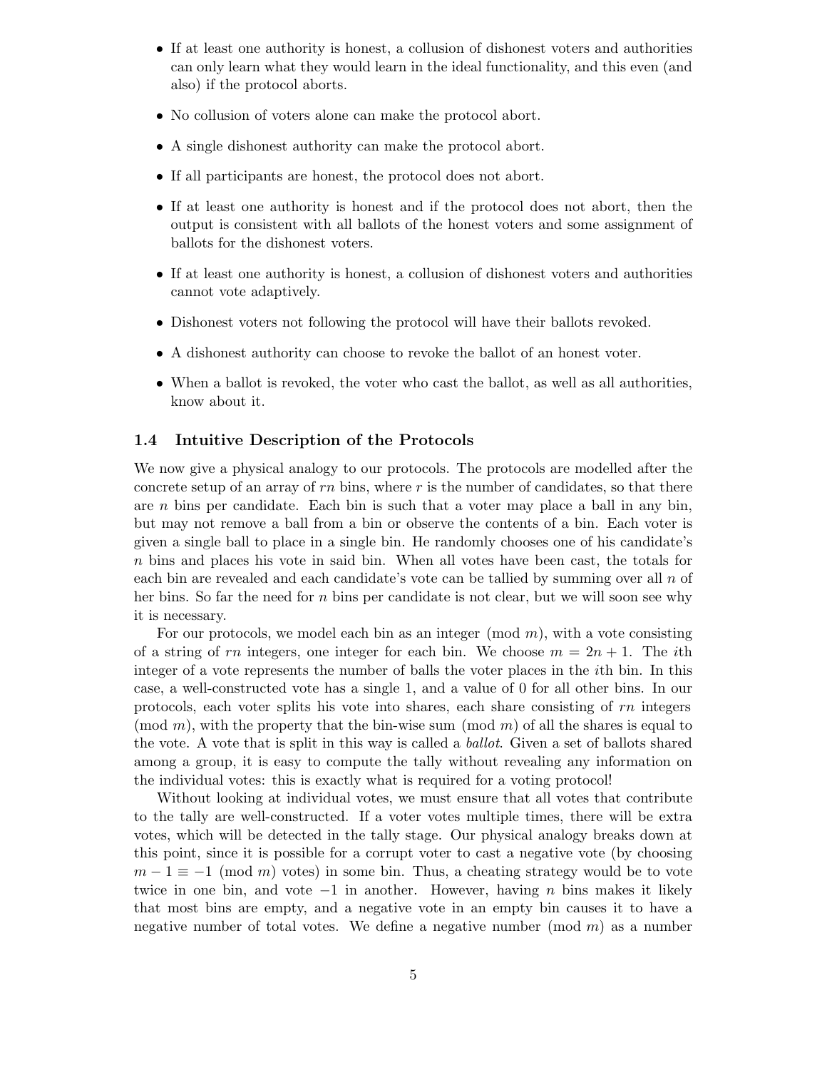- If at least one authority is honest, a collusion of dishonest voters and authorities can only learn what they would learn in the ideal functionality, and this even (and also) if the protocol aborts.
- No collusion of voters alone can make the protocol abort.
- A single dishonest authority can make the protocol abort.
- If all participants are honest, the protocol does not abort.
- If at least one authority is honest and if the protocol does not abort, then the output is consistent with all ballots of the honest voters and some assignment of ballots for the dishonest voters.
- If at least one authority is honest, a collusion of dishonest voters and authorities cannot vote adaptively.
- Dishonest voters not following the protocol will have their ballots revoked.
- A dishonest authority can choose to revoke the ballot of an honest voter.
- When a ballot is revoked, the voter who cast the ballot, as well as all authorities, know about it.

### 1.4 Intuitive Description of the Protocols

We now give a physical analogy to our protocols. The protocols are modelled after the concrete setup of an array of $rn$ bins, where $r$ is the number of candidates, so that there are $n$ bins per candidate. Each bin is such that a voter may place a ball in any bin, but may not remove a ball from a bin or observe the contents of a bin. Each voter is given a single ball to place in a single bin. He randomly chooses one of his candidate's $n$ bins and places his vote in said bin. When all votes have been cast, the totals for each bin are revealed and each candidate's vote can be tallied by summing over all $n$ of her bins. So far the need for $n$ bins per candidate is not clear, but we will soon see why it is necessary.

For our protocols, we model each bin as an integer $\pmod{m}$, with a vote consisting of a string of $rn$ integers, one integer for each bin. We choose $m = 2n + 1$. The $i$th integer of a vote represents the number of balls the voter places in the $i$th bin. In this case, a well-constructed vote has a single 1, and a value of 0 for all other bins. In our protocols, each voter splits his vote into shares, each share consisting of $rn$ integers $\pmod{m}$, with the property that the bin-wise sum $\pmod{m}$ of all the shares is equal to the vote. A vote that is split in this way is called a *ballot*. Given a set of ballots shared among a group, it is easy to compute the tally without revealing any information on the individual votes: this is exactly what is required for a voting protocol!

Without looking at individual votes, we must ensure that all votes that contribute to the tally are well-constructed. If a voter votes multiple times, there will be extra votes, which will be detected in the tally stage. Our physical analogy breaks down at this point, since it is possible for a corrupt voter to cast a negative vote (by choosing $m - 1 \equiv -1 \pmod{m}$ votes) in some bin. Thus, a cheating strategy would be to vote twice in one bin, and vote $-1$ in another. However, having $n$ bins makes it likely that most bins are empty, and a negative vote in an empty bin causes it to have a negative number of total votes. We define a negative number $\pmod{m}$ as a number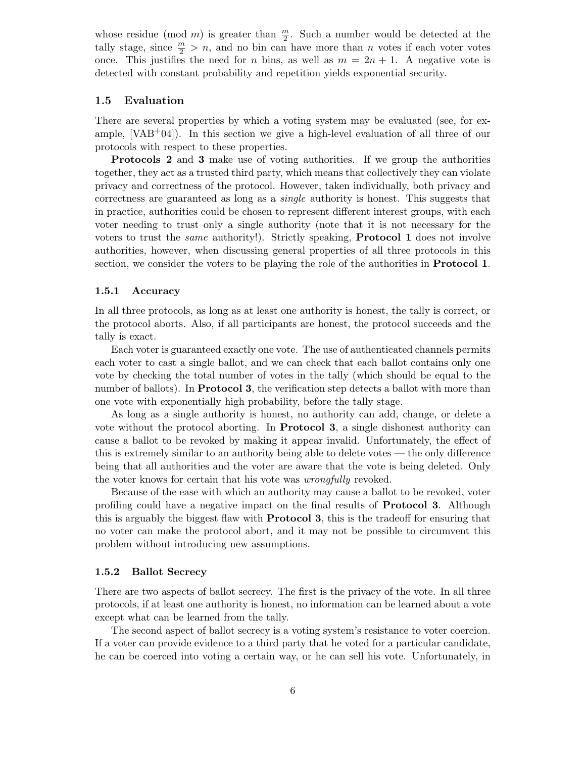whose residue (mod $m$) is greater than $\frac{m}{2}$. Such a number would be detected at the tally stage, since $\frac{m}{2} > n$, and no bin can have more than $n$ votes if each voter votes once. This justifies the need for $n$ bins, as well as $m = 2n + 1$. A negative vote is detected with constant probability and repetition yields exponential security.

## 1.5 Evaluation

There are several properties by which a voting system may be evaluated (see, for example, [VAB+04]). In this section we give a high-level evaluation of all three of our protocols with respect to these properties.

**Protocols 2** and **3** make use of voting authorities. If we group the authorities together, they act as a trusted third party, which means that collectively they can violate privacy and correctness of the protocol. However, taken individually, both privacy and correctness are guaranteed as long as a *single* authority is honest. This suggests that in practice, authorities could be chosen to represent different interest groups, with each voter needing to trust only a single authority (note that it is not necessary for the voters to trust the *same* authority!). Strictly speaking, **Protocol 1** does not involve authorities, however, when discussing general properties of all three protocols in this section, we consider the voters to be playing the role of the authorities in **Protocol 1**.

### 1.5.1 Accuracy

In all three protocols, as long as at least one authority is honest, the tally is correct, or the protocol aborts. Also, if all participants are honest, the protocol succeeds and the tally is exact.

Each voter is guaranteed exactly one vote. The use of authenticated channels permits each voter to cast a single ballot, and we can check that each ballot contains only one vote by checking the total number of votes in the tally (which should be equal to the number of ballots). In **Protocol 3**, the verification step detects a ballot with more than one vote with exponentially high probability, before the tally stage.

As long as a single authority is honest, no authority can add, change, or delete a vote without the protocol aborting. In **Protocol 3**, a single dishonest authority can cause a ballot to be revoked by making it appear invalid. Unfortunately, the effect of this is extremely similar to an authority being able to delete votes — the only difference being that all authorities and the voter are aware that the vote is being deleted. Only the voter knows for certain that his vote was *wrongfully* revoked.

Because of the ease with which an authority may cause a ballot to be revoked, voter profiling could have a negative impact on the final results of **Protocol 3**. Although this is arguably the biggest flaw with **Protocol 3**, this is the tradeoff for ensuring that no voter can make the protocol abort, and it may not be possible to circumvent this problem without introducing new assumptions.

### 1.5.2 Ballot Secrecy

There are two aspects of ballot secrecy. The first is the privacy of the vote. In all three protocols, if at least one authority is honest, no information can be learned about a vote except what can be learned from the tally.

The second aspect of ballot secrecy is a voting system's resistance to voter coercion. If a voter can provide evidence to a third party that he voted for a particular candidate, he can be coerced into voting a certain way, or he can sell his vote. Unfortunately, in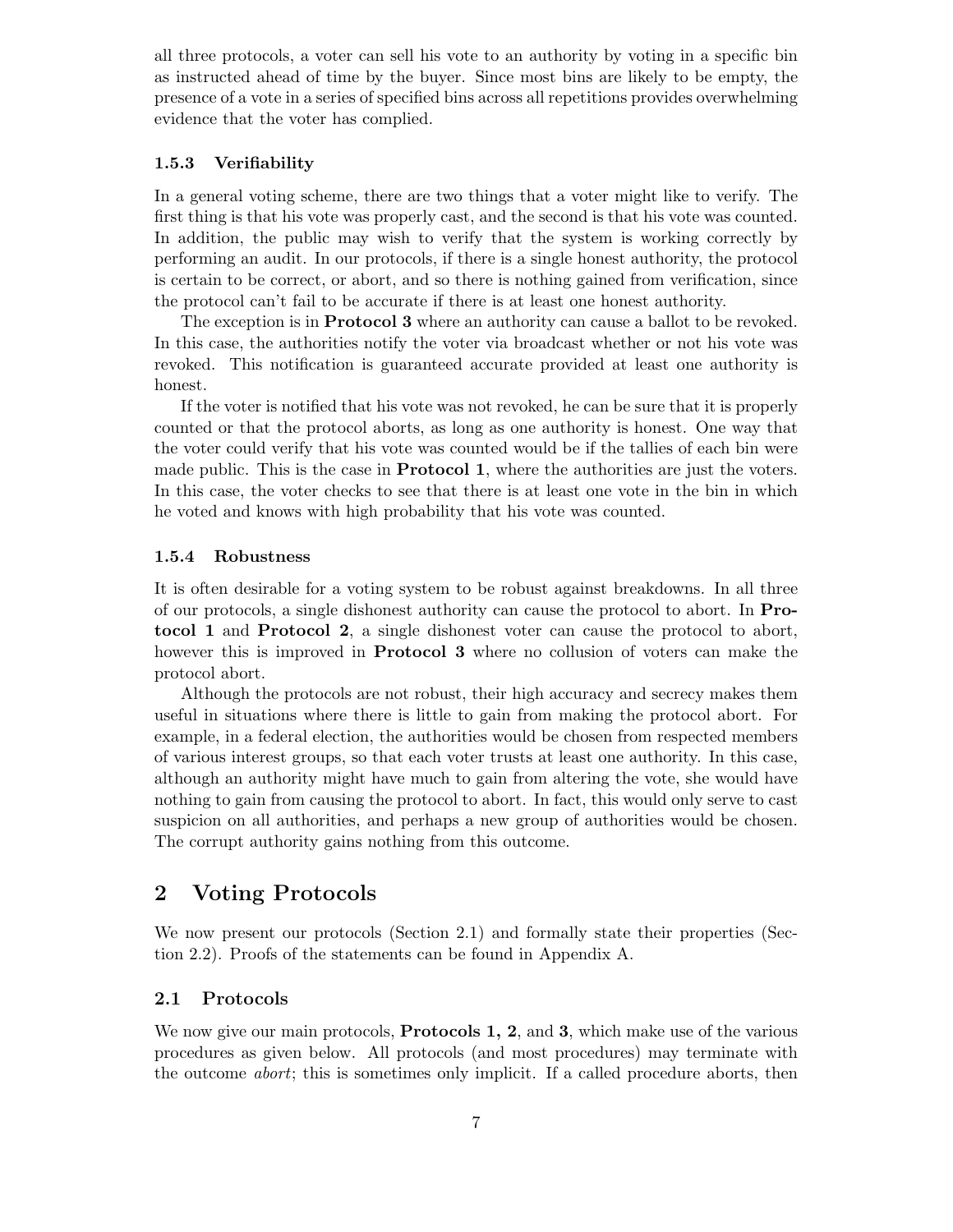all three protocols, a voter can sell his vote to an authority by voting in a specific bin as instructed ahead of time by the buyer. Since most bins are likely to be empty, the presence of a vote in a series of specified bins across all repetitions provides overwhelming evidence that the voter has complied.

#### 1.5.3 Verifiability

In a general voting scheme, there are two things that a voter might like to verify. The first thing is that his vote was properly cast, and the second is that his vote was counted. In addition, the public may wish to verify that the system is working correctly by performing an audit. In our protocols, if there is a single honest authority, the protocol is certain to be correct, or abort, and so there is nothing gained from verification, since the protocol can't fail to be accurate if there is at least one honest authority.

The exception is in **Protocol 3** where an authority can cause a ballot to be revoked. In this case, the authorities notify the voter via broadcast whether or not his vote was revoked. This notification is guaranteed accurate provided at least one authority is honest.

If the voter is notified that his vote was not revoked, he can be sure that it is properly counted or that the protocol aborts, as long as one authority is honest. One way that the voter could verify that his vote was counted would be if the tallies of each bin were made public. This is the case in **Protocol 1**, where the authorities are just the voters. In this case, the voter checks to see that there is at least one vote in the bin in which he voted and knows with high probability that his vote was counted.

#### 1.5.4 Robustness

It is often desirable for a voting system to be robust against breakdowns. In all three of our protocols, a single dishonest authority can cause the protocol to abort. In **Protocol 1** and **Protocol 2**, a single dishonest voter can cause the protocol to abort, however this is improved in **Protocol 3** where no collusion of voters can make the protocol abort.

Although the protocols are not robust, their high accuracy and secrecy makes them useful in situations where there is little to gain from making the protocol abort. For example, in a federal election, the authorities would be chosen from respected members of various interest groups, so that each voter trusts at least one authority. In this case, although an authority might have much to gain from altering the vote, she would have nothing to gain from causing the protocol to abort. In fact, this would only serve to cast suspicion on all authorities, and perhaps a new group of authorities would be chosen. The corrupt authority gains nothing from this outcome.

## 2 Voting Protocols

We now present our protocols (Section 2.1) and formally state their properties (Section 2.2). Proofs of the statements can be found in Appendix A.

### 2.1 Protocols

We now give our main protocols, **Protocols 1, 2**, and **3**, which make use of the various procedures as given below. All protocols (and most procedures) may terminate with the outcome *abort*; this is sometimes only implicit. If a called procedure aborts, then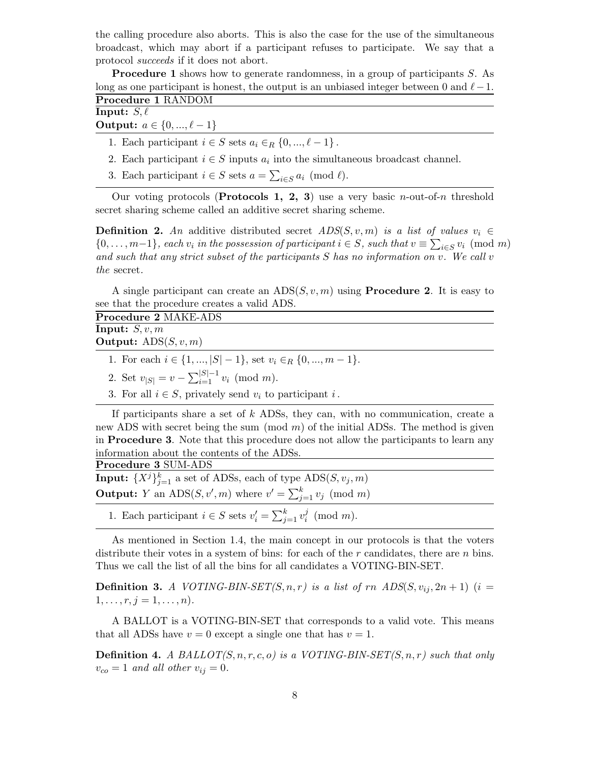the calling procedure also aborts. This is also the case for the use of the simultaneous broadcast, which may abort if a participant refuses to participate. We say that a protocol *succeeds* if it does not abort.

**Procedure 1** shows how to generate randomness, in a group of participants $S$. As long as one participant is honest, the output is an unbiased integer between 0 and $\ell - 1$.

**Procedure 1** RANDOM

**Input:** $S, \ell$

**Output:** $a \in \{0, ..., \ell - 1\}$

1. Each participant $i \in S$ sets $a_i \in_R \{0, ..., \ell - 1\}$.
2. Each participant $i \in S$ inputs $a_i$ into the simultaneous broadcast channel.
3. Each participant $i \in S$ sets $a = \sum_{i \in S} a_i \pmod{\ell}$.

Our voting protocols (**Protocols 1, 2, 3**) use a very basic $n$-out-of-$n$ threshold secret sharing scheme called an additive secret sharing scheme.

**Definition 2.** *An* additive distributed secret *$ADS(S, v, m)$ is a list of values $v_i \in \{0, \ldots, m-1\}$, each $v_i$ in the possession of participant $i \in S$, such that $v \equiv \sum_{i \in S} v_i \pmod{m}$ and such that any strict subset of the participants $S$ has no information on $v$. We call $v$ the* secret.

A single participant can create an ADS$(S, v, m)$ using **Procedure 2**. It is easy to see that the procedure creates a valid ADS.

**Procedure 2** MAKE-ADS

**Input:** $S, v, m$

**Output:** ADS$(S, v, m)$

1. For each $i \in \{1, ..., |S| - 1\}$, set $v_i \in_R \{0, ..., m - 1\}$.
2. Set $v_{|S|} = v - \sum_{i=1}^{|S|-1} v_i \pmod{m}$.
3. For all $i \in S$, privately send $v_i$ to participant $i$.

If participants share a set of $k$ ADSs, they can, with no communication, create a new ADS with secret being the sum (mod $m$) of the initial ADSs. The method is given in **Procedure 3**. Note that this procedure does not allow the participants to learn any information about the contents of the ADSs.

**Procedure 3** SUM-ADS

**Input:** $\{X^j\}_{j=1}^k$ a set of ADSs, each of type ADS$(S, v_j, m)$

**Output:** $Y$ an ADS$(S, v', m)$ where $v' = \sum_{j=1}^k v_j \pmod{m}$

1. Each participant $i \in S$ sets $v'_i = \sum_{j=1}^k v_i^j \pmod{m}$.

As mentioned in Section 1.4, the main concept in our protocols is that the voters distribute their votes in a system of bins: for each of the $r$ candidates, there are $n$ bins. Thus we call the list of all the bins for all candidates a VOTING-BIN-SET.

**Definition 3.** *A VOTING-BIN-SET$(S, n, r)$ is a list of $rn$ ADS$(S, v_{ij}, 2n + 1)$ ($i = 1, \ldots, r, j = 1, \ldots, n$).*

A BALLOT is a VOTING-BIN-SET that corresponds to a valid vote. This means that all ADSs have $v = 0$ except a single one that has $v = 1$.

**Definition 4.** *A BALLOT$(S, n, r, c, o)$ is a VOTING-BIN-SET$(S, n, r)$ such that only $v_{co} = 1$ and all other $v_{ij} = 0$.*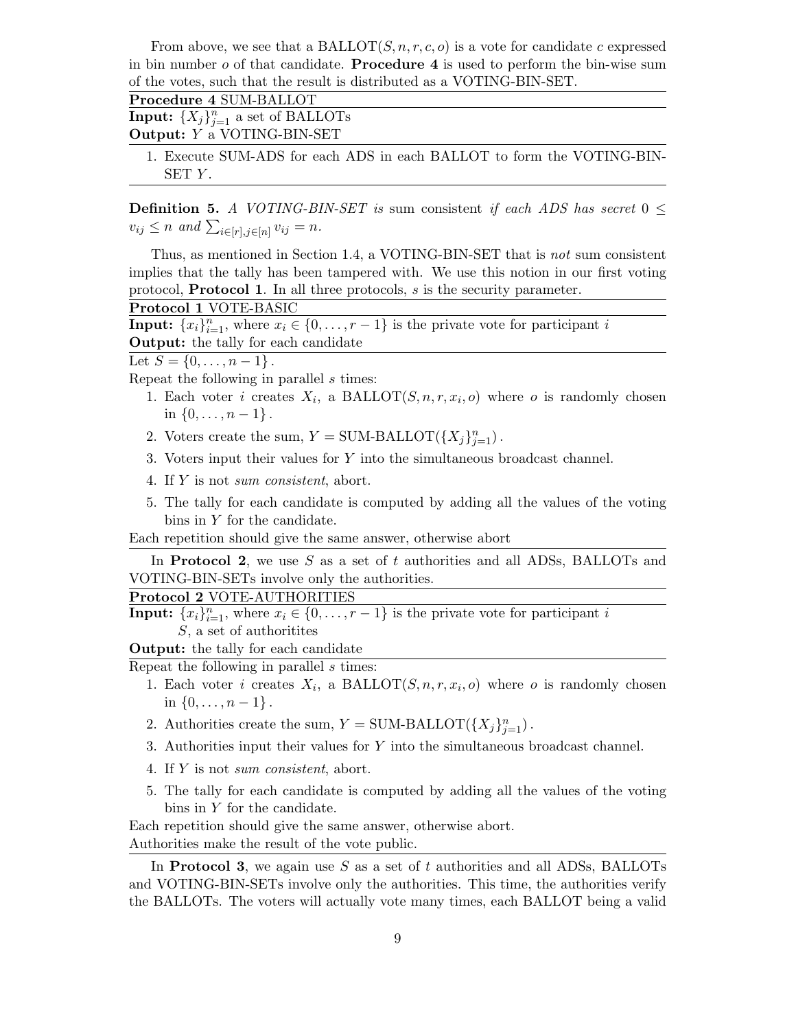From above, we see that a BALLOT$(S, n, r, c, o)$ is a vote for candidate $c$ expressed in bin number $o$ of that candidate. **Procedure 4** is used to perform the bin-wise sum of the votes, such that the result is distributed as a VOTING-BIN-SET.

---

**Procedure 4** SUM-BALLOT

**Input:** $\{X_j\}_{j=1}^n$ a set of BALLOTs

**Output:** $Y$ a VOTING-BIN-SET

1. Execute SUM-ADS for each ADS in each BALLOT to form the VOTING-BIN-SET $Y$.

---

**Definition 5.** *A VOTING-BIN-SET is* sum consistent *if each ADS has secret* $0 \leq v_{ij} \leq n$ *and* $\sum_{i \in [r], j \in [n]} v_{ij} = n$.

Thus, as mentioned in Section 1.4, a VOTING-BIN-SET that is *not* sum consistent implies that the tally has been tampered with. We use this notion in our first voting protocol, **Protocol 1**. In all three protocols, $s$ is the security parameter.

---

**Protocol 1** VOTE-BASIC

**Input:** $\{x_i\}_{i=1}^n$, where $x_i \in \{0, \ldots, r-1\}$ is the private vote for participant $i$

**Output:** the tally for each candidate

Let $S = \{0, \ldots, n-1\}$.

Repeat the following in parallel $s$ times:

1. Each voter $i$ creates $X_i$, a BALLOT$(S, n, r, x_i, o)$ where $o$ is randomly chosen in $\{0, \ldots, n-1\}$.
2. Voters create the sum, $Y = \text{SUM-BALLOT}(\{X_j\}_{j=1}^n)$.
3. Voters input their values for $Y$ into the simultaneous broadcast channel.
4. If $Y$ is not *sum consistent*, abort.
5. The tally for each candidate is computed by adding all the values of the voting bins in $Y$ for the candidate.

Each repetition should give the same answer, otherwise abort

---

In **Protocol 2**, we use $S$ as a set of $t$ authorities and all ADSs, BALLOTs and VOTING-BIN-SETs involve only the authorities.

---

**Protocol 2** VOTE-AUTHORITIES

**Input:** $\{x_i\}_{i=1}^n$, where $x_i \in \{0, \ldots, r-1\}$ is the private vote for participant $i$
$S$, a set of authoritites

**Output:** the tally for each candidate

Repeat the following in parallel $s$ times:

1. Each voter $i$ creates $X_i$, a BALLOT$(S, n, r, x_i, o)$ where $o$ is randomly chosen in $\{0, \ldots, n-1\}$.
2. Authorities create the sum, $Y = \text{SUM-BALLOT}(\{X_j\}_{j=1}^n)$.
3. Authorities input their values for $Y$ into the simultaneous broadcast channel.
4. If $Y$ is not *sum consistent*, abort.
5. The tally for each candidate is computed by adding all the values of the voting bins in $Y$ for the candidate.

Each repetition should give the same answer, otherwise abort.

Authorities make the result of the vote public.

---

In **Protocol 3**, we again use $S$ as a set of $t$ authorities and all ADSs, BALLOTs and VOTING-BIN-SETs involve only the authorities. This time, the authorities verify the BALLOTs. The voters will actually vote many times, each BALLOT being a valid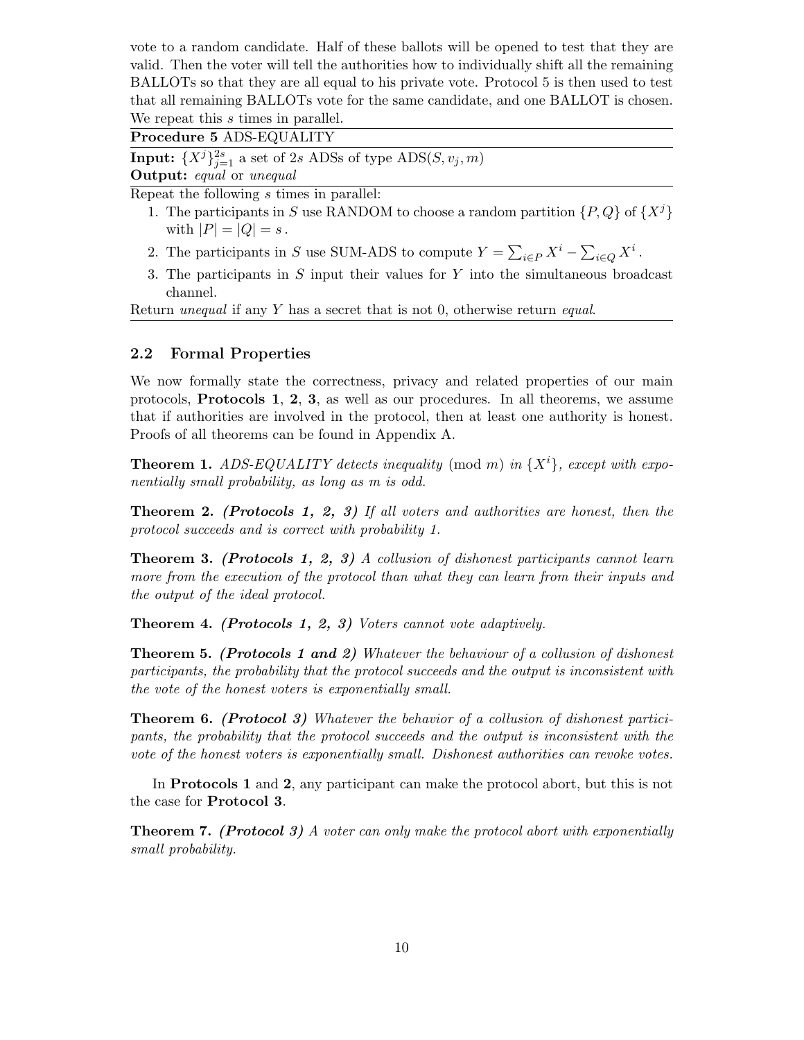vote to a random candidate. Half of these ballots will be opened to test that they are valid. Then the voter will tell the authorities how to individually shift all the remaining BALLOTs so that they are all equal to his private vote. Protocol 5 is then used to test that all remaining BALLOTs vote for the same candidate, and one BALLOT is chosen. We repeat this $s$ times in parallel.

**Procedure 5** ADS-EQUALITY

**Input:** $\{X^j\}_{j=1}^{2s}$ a set of $2s$ ADSs of type $\text{ADS}(S, v_j, m)$
**Output:** *equal* or *unequal*

Repeat the following $s$ times in parallel:

1. The participants in $S$ use RANDOM to choose a random partition $\{P, Q\}$ of $\{X^j\}$ with $|P| = |Q| = s$.
2. The participants in $S$ use SUM-ADS to compute $Y = \sum_{i \in P} X^i - \sum_{i \in Q} X^i$.
3. The participants in $S$ input their values for $Y$ into the simultaneous broadcast channel.

Return *unequal* if any $Y$ has a secret that is not 0, otherwise return *equal*.

## 2.2 Formal Properties

We now formally state the correctness, privacy and related properties of our main protocols, **Protocols 1**, **2**, **3**, as well as our procedures. In all theorems, we assume that if authorities are involved in the protocol, then at least one authority is honest. Proofs of all theorems can be found in Appendix A.

**Theorem 1.** *ADS-EQUALITY detects inequality* $\pmod m$ *in* $\{X^i\}$*, except with exponentially small probability, as long as* $m$ *is odd.*

**Theorem 2.** ***(Protocols 1, 2, 3)*** *If all voters and authorities are honest, then the protocol succeeds and is correct with probability 1.*

**Theorem 3.** ***(Protocols 1, 2, 3)*** *A collusion of dishonest participants cannot learn more from the execution of the protocol than what they can learn from their inputs and the output of the ideal protocol.*

**Theorem 4.** ***(Protocols 1, 2, 3)*** *Voters cannot vote adaptively.*

**Theorem 5.** ***(Protocols 1 and 2)*** *Whatever the behaviour of a collusion of dishonest participants, the probability that the protocol succeeds and the output is inconsistent with the vote of the honest voters is exponentially small.*

**Theorem 6.** ***(Protocol 3)*** *Whatever the behavior of a collusion of dishonest participants, the probability that the protocol succeeds and the output is inconsistent with the vote of the honest voters is exponentially small. Dishonest authorities can revoke votes.*

In **Protocols 1** and **2**, any participant can make the protocol abort, but this is not the case for **Protocol 3**.

**Theorem 7.** ***(Protocol 3)*** *A voter can only make the protocol abort with exponentially small probability.*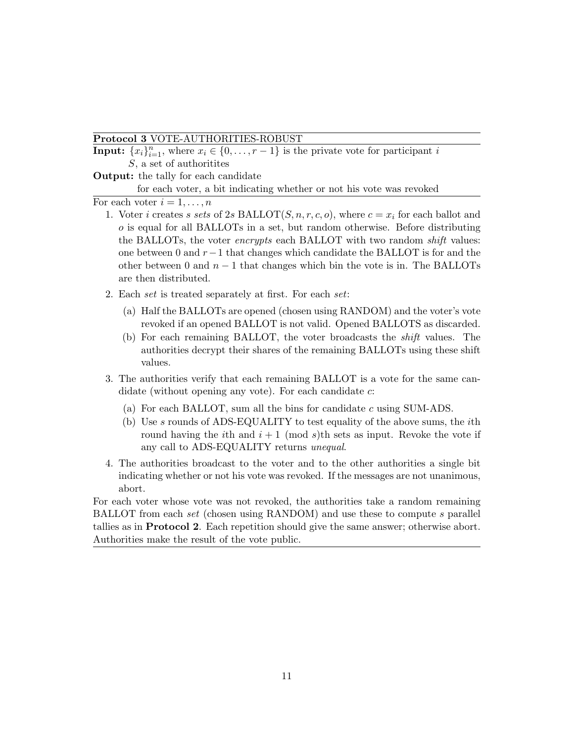**Protocol 3** VOTE-AUTHORITIES-ROBUST

**Input:** $\{x_i\}_{i=1}^n$, where $x_i \in \{0, \dots, r-1\}$ is the private vote for participant $i$
$S$, a set of authoritites

**Output:** the tally for each candidate
for each voter, a bit indicating whether or not his vote was revoked

For each voter $i = 1, \dots, n$

1. Voter $i$ creates $s$ *sets* of $2s$ BALLOT$(S, n, r, c, o)$, where $c = x_i$ for each ballot and $o$ is equal for all BALLOTs in a set, but random otherwise. Before distributing the BALLOTs, the voter *encrypts* each BALLOT with two random *shift* values: one between 0 and $r-1$ that changes which candidate the BALLOT is for and the other between 0 and $n-1$ that changes which bin the vote is in. The BALLOTs are then distributed.
2. Each *set* is treated separately at first. For each *set*:
   (a) Half the BALLOTs are opened (chosen using RANDOM) and the voter's vote revoked if an opened BALLOT is not valid. Opened BALLOTS as discarded.
   (b) For each remaining BALLOT, the voter broadcasts the *shift* values. The authorities decrypt their shares of the remaining BALLOTs using these shift values.
3. The authorities verify that each remaining BALLOT is a vote for the same candidate (without opening any vote). For each candidate $c$:
   (a) For each BALLOT, sum all the bins for candidate $c$ using SUM-ADS.
   (b) Use $s$ rounds of ADS-EQUALITY to test equality of the above sums, the $i$th round having the $i$th and $i+1 \pmod{s}$th sets as input. Revoke the vote if any call to ADS-EQUALITY returns *unequal*.
4. The authorities broadcast to the voter and to the other authorities a single bit indicating whether or not his vote was revoked. If the messages are not unanimous, abort.

For each voter whose vote was not revoked, the authorities take a random remaining BALLOT from each *set* (chosen using RANDOM) and use these to compute $s$ parallel tallies as in **Protocol 2**. Each repetition should give the same answer; otherwise abort. Authorities make the result of the vote public.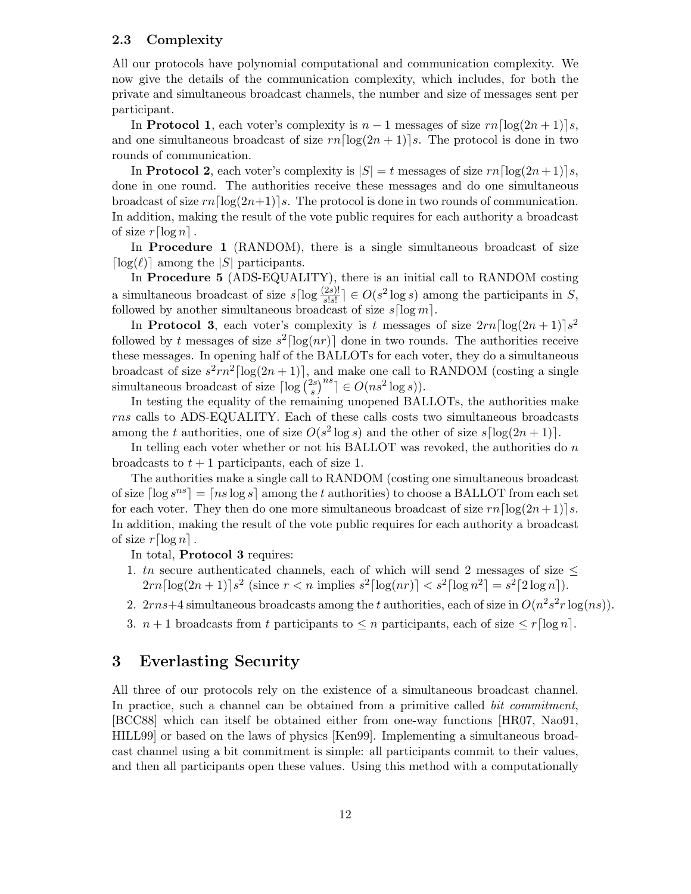### 2.3 Complexity

All our protocols have polynomial computational and communication complexity. We now give the details of the communication complexity, which includes, for both the private and simultaneous broadcast channels, the number and size of messages sent per participant.

In **Protocol 1**, each voter's complexity is $n-1$ messages of size $rn\lceil\log(2n+1)\rceil s$, and one simultaneous broadcast of size $rn\lceil\log(2n+1)\rceil s$. The protocol is done in two rounds of communication.

In **Protocol 2**, each voter's complexity is $|S| = t$ messages of size $rn\lceil\log(2n+1)\rceil s$, done in one round. The authorities receive these messages and do one simultaneous broadcast of size $rn\lceil\log(2n+1)\rceil s$. The protocol is done in two rounds of communication. In addition, making the result of the vote public requires for each authority a broadcast of size $r\lceil\log n\rceil$.

In **Procedure 1** (RANDOM), there is a single simultaneous broadcast of size $\lceil\log(\ell)\rceil$ among the $|S|$ participants.

In **Procedure 5** (ADS-EQUALITY), there is an initial call to RANDOM costing a simultaneous broadcast of size $s\lceil\log\frac{(2s)!}{s!s!}\rceil \in O(s^2\log s)$ among the participants in $S$, followed by another simultaneous broadcast of size $s\lceil\log m\rceil$.

In **Protocol 3**, each voter's complexity is $t$ messages of size $2rn\lceil\log(2n+1)\rceil s^2$ followed by $t$ messages of size $s^2\lceil\log(nr)\rceil$ done in two rounds. The authorities receive these messages. In opening half of the BALLOTs for each voter, they do a simultaneous broadcast of size $s^2rn^2\lceil\log(2n+1)\rceil$, and make one call to RANDOM (costing a single simultaneous broadcast of size $\lceil\log\binom{2s}{s}^{ns}\rceil \in O(ns^2\log s)$).

In testing the equality of the remaining unopened BALLOTs, the authorities make $rns$ calls to ADS-EQUALITY. Each of these calls costs two simultaneous broadcasts among the $t$ authorities, one of size $O(s^2\log s)$ and the other of size $s\lceil\log(2n+1)\rceil$.

In telling each voter whether or not his BALLOT was revoked, the authorities do $n$ broadcasts to $t+1$ participants, each of size 1.

The authorities make a single call to RANDOM (costing one simultaneous broadcast of size $\lceil\log s^{ns}\rceil = \lceil ns\log s\rceil$ among the $t$ authorities) to choose a BALLOT from each set for each voter. They then do one more simultaneous broadcast of size $rn\lceil\log(2n+1)\rceil s$. In addition, making the result of the vote public requires for each authority a broadcast of size $r\lceil\log n\rceil$.

In total, **Protocol 3** requires:

1. $tn$ secure authenticated channels, each of which will send 2 messages of size $\leq 2rn\lceil\log(2n+1)\rceil s^2$ (since $r < n$ implies $s^2\lceil\log(nr)\rceil < s^2\lceil\log n^2\rceil = s^2\lceil 2\log n\rceil$).
2. $2rns+4$ simultaneous broadcasts among the $t$ authorities, each of size in $O(n^2s^2r\log(ns))$.
3. $n+1$ broadcasts from $t$ participants to $\leq n$ participants, each of size $\leq r\lceil\log n\rceil$.

## 3 Everlasting Security

All three of our protocols rely on the existence of a simultaneous broadcast channel. In practice, such a channel can be obtained from a primitive called *bit commitment*, [BCC88] which can itself be obtained either from one-way functions [HR07, Nao91, HILL99] or based on the laws of physics [Ken99]. Implementing a simultaneous broadcast channel using a bit commitment is simple: all participants commit to their values, and then all participants open these values. Using this method with a computationally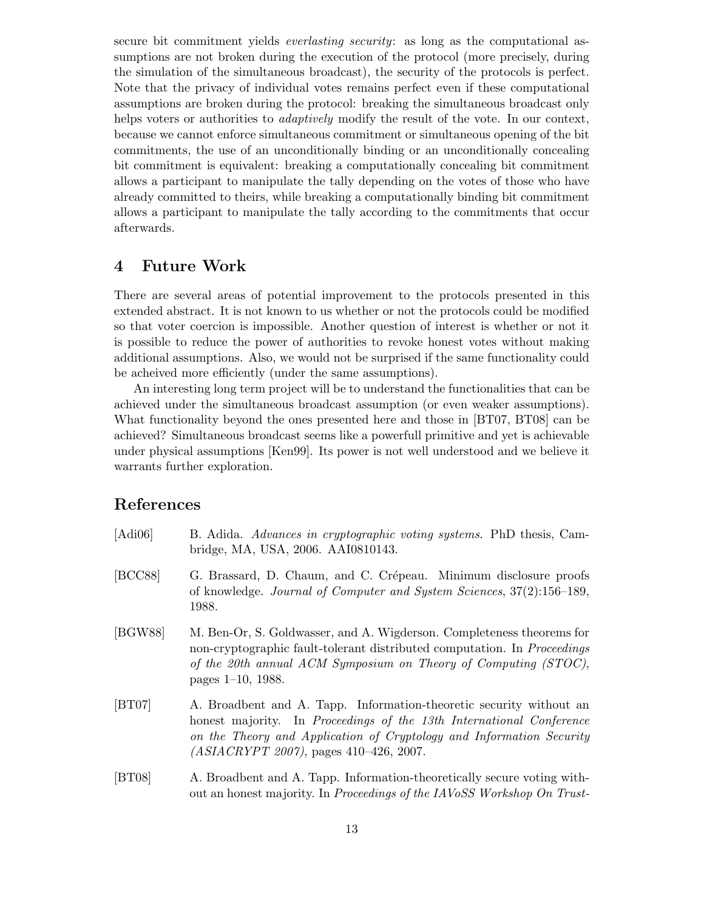secure bit commitment yields *everlasting security*: as long as the computational assumptions are not broken during the execution of the protocol (more precisely, during the simulation of the simultaneous broadcast), the security of the protocols is perfect. Note that the privacy of individual votes remains perfect even if these computational assumptions are broken during the protocol: breaking the simultaneous broadcast only helps voters or authorities to *adaptively* modify the result of the vote. In our context, because we cannot enforce simultaneous commitment or simultaneous opening of the bit commitments, the use of an unconditionally binding or an unconditionally concealing bit commitment is equivalent: breaking a computationally concealing bit commitment allows a participant to manipulate the tally depending on the votes of those who have already committed to theirs, while breaking a computationally binding bit commitment allows a participant to manipulate the tally according to the commitments that occur afterwards.

## 4 Future Work

There are several areas of potential improvement to the protocols presented in this extended abstract. It is not known to us whether or not the protocols could be modified so that voter coercion is impossible. Another question of interest is whether or not it is possible to reduce the power of authorities to revoke honest votes without making additional assumptions. Also, we would not be surprised if the same functionality could be acheived more efficiently (under the same assumptions).

An interesting long term project will be to understand the functionalities that can be achieved under the simultaneous broadcast assumption (or even weaker assumptions). What functionality beyond the ones presented here and those in [BT07, BT08] can be achieved? Simultaneous broadcast seems like a powerfull primitive and yet is achievable under physical assumptions [Ken99]. Its power is not well understood and we believe it warrants further exploration.

## References

[Adi06] B. Adida. *Advances in cryptographic voting systems*. PhD thesis, Cambridge, MA, USA, 2006. AAI0810143.

[BCC88] G. Brassard, D. Chaum, and C. Crépeau. Minimum disclosure proofs of knowledge. *Journal of Computer and System Sciences*, 37(2):156–189, 1988.

[BGW88] M. Ben-Or, S. Goldwasser, and A. Wigderson. Completeness theorems for non-cryptographic fault-tolerant distributed computation. In *Proceedings of the 20th annual ACM Symposium on Theory of Computing (STOC)*, pages 1–10, 1988.

[BT07] A. Broadbent and A. Tapp. Information-theoretic security without an honest majority. In *Proceedings of the 13th International Conference on the Theory and Application of Cryptology and Information Security (ASIACRYPT 2007)*, pages 410–426, 2007.

[BT08] A. Broadbent and A. Tapp. Information-theoretically secure voting without an honest majority. In *Proceedings of the IAVoSS Workshop On Trust-*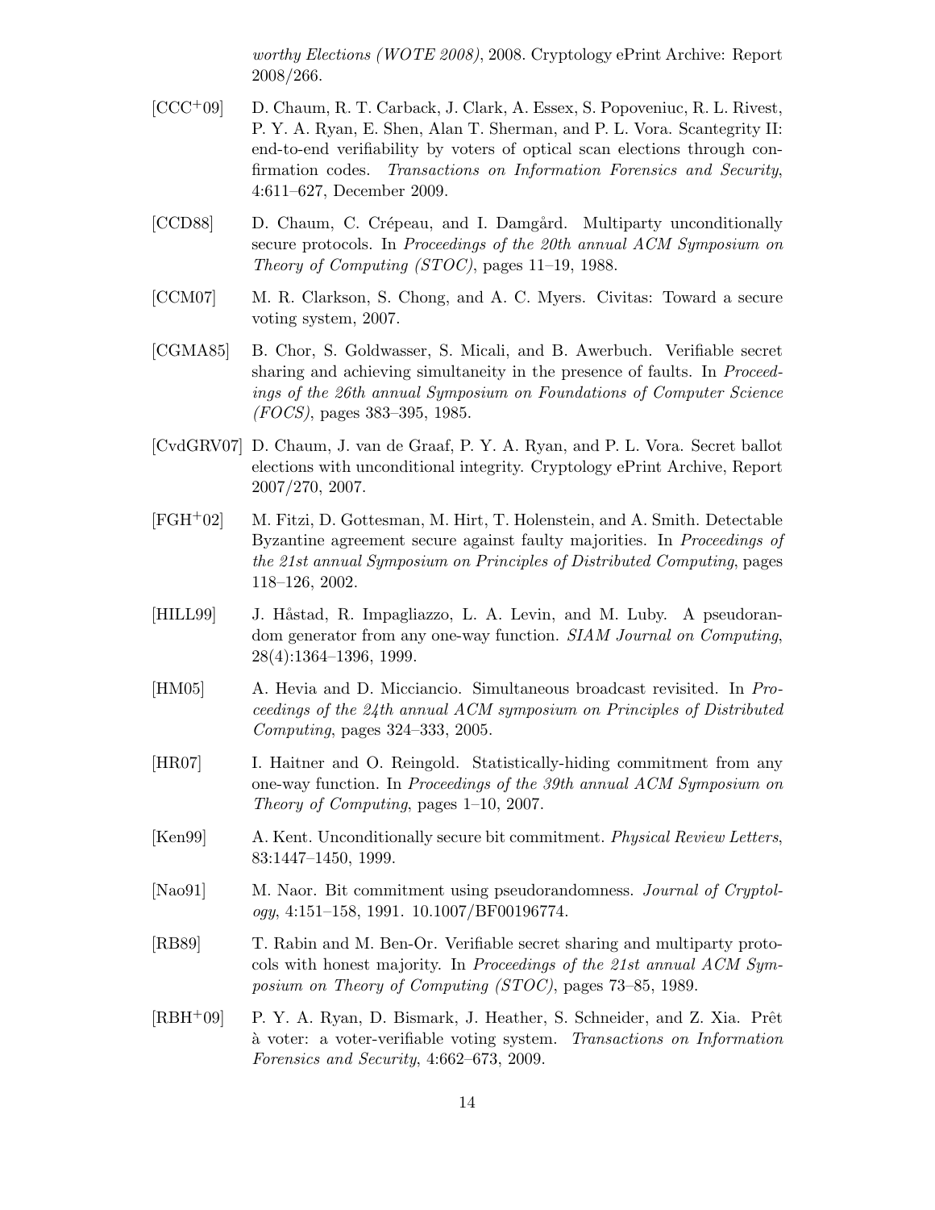*worthy Elections (WOTE 2008)*, 2008. Cryptology ePrint Archive: Report 2008/266.

[CCC+09] D. Chaum, R. T. Carback, J. Clark, A. Essex, S. Popoveniuc, R. L. Rivest, P. Y. A. Ryan, E. Shen, Alan T. Sherman, and P. L. Vora. Scantegrity II: end-to-end verifiability by voters of optical scan elections through confirmation codes. *Transactions on Information Forensics and Security*, 4:611–627, December 2009.

[CCD88] D. Chaum, C. Crépeau, and I. Damgård. Multiparty unconditionally secure protocols. In *Proceedings of the 20th annual ACM Symposium on Theory of Computing (STOC)*, pages 11–19, 1988.

[CCM07] M. R. Clarkson, S. Chong, and A. C. Myers. Civitas: Toward a secure voting system, 2007.

[CGMA85] B. Chor, S. Goldwasser, S. Micali, and B. Awerbuch. Verifiable secret sharing and achieving simultaneity in the presence of faults. In *Proceedings of the 26th annual Symposium on Foundations of Computer Science (FOCS)*, pages 383–395, 1985.

[CvdGRV07] D. Chaum, J. van de Graaf, P. Y. A. Ryan, and P. L. Vora. Secret ballot elections with unconditional integrity. Cryptology ePrint Archive, Report 2007/270, 2007.

[FGH+02] M. Fitzi, D. Gottesman, M. Hirt, T. Holenstein, and A. Smith. Detectable Byzantine agreement secure against faulty majorities. In *Proceedings of the 21st annual Symposium on Principles of Distributed Computing*, pages 118–126, 2002.

[HILL99] J. Håstad, R. Impagliazzo, L. A. Levin, and M. Luby. A pseudorandom generator from any one-way function. *SIAM Journal on Computing*, 28(4):1364–1396, 1999.

[HM05] A. Hevia and D. Micciancio. Simultaneous broadcast revisited. In *Proceedings of the 24th annual ACM symposium on Principles of Distributed Computing*, pages 324–333, 2005.

[HR07] I. Haitner and O. Reingold. Statistically-hiding commitment from any one-way function. In *Proceedings of the 39th annual ACM Symposium on Theory of Computing*, pages 1–10, 2007.

[Ken99] A. Kent. Unconditionally secure bit commitment. *Physical Review Letters*, 83:1447–1450, 1999.

[Nao91] M. Naor. Bit commitment using pseudorandomness. *Journal of Cryptology*, 4:151–158, 1991. 10.1007/BF00196774.

[RB89] T. Rabin and M. Ben-Or. Verifiable secret sharing and multiparty protocols with honest majority. In *Proceedings of the 21st annual ACM Symposium on Theory of Computing (STOC)*, pages 73–85, 1989.

[RBH+09] P. Y. A. Ryan, D. Bismark, J. Heather, S. Schneider, and Z. Xia. Prêt à voter: a voter-verifiable voting system. *Transactions on Information Forensics and Security*, 4:662–673, 2009.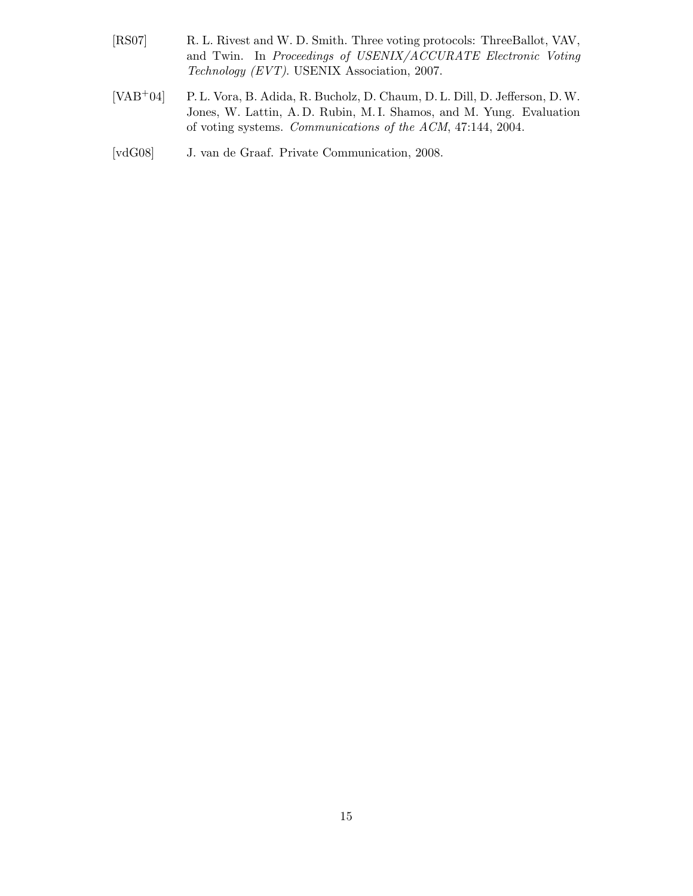[RS07] R. L. Rivest and W. D. Smith. Three voting protocols: ThreeBallot, VAV, and Twin. In *Proceedings of USENIX/ACCURATE Electronic Voting Technology (EVT)*. USENIX Association, 2007.

[VAB+04] P. L. Vora, B. Adida, R. Bucholz, D. Chaum, D. L. Dill, D. Jefferson, D. W. Jones, W. Lattin, A. D. Rubin, M. I. Shamos, and M. Yung. Evaluation of voting systems. *Communications of the ACM*, 47:144, 2004.

[vdG08] J. van de Graaf. Private Communication, 2008.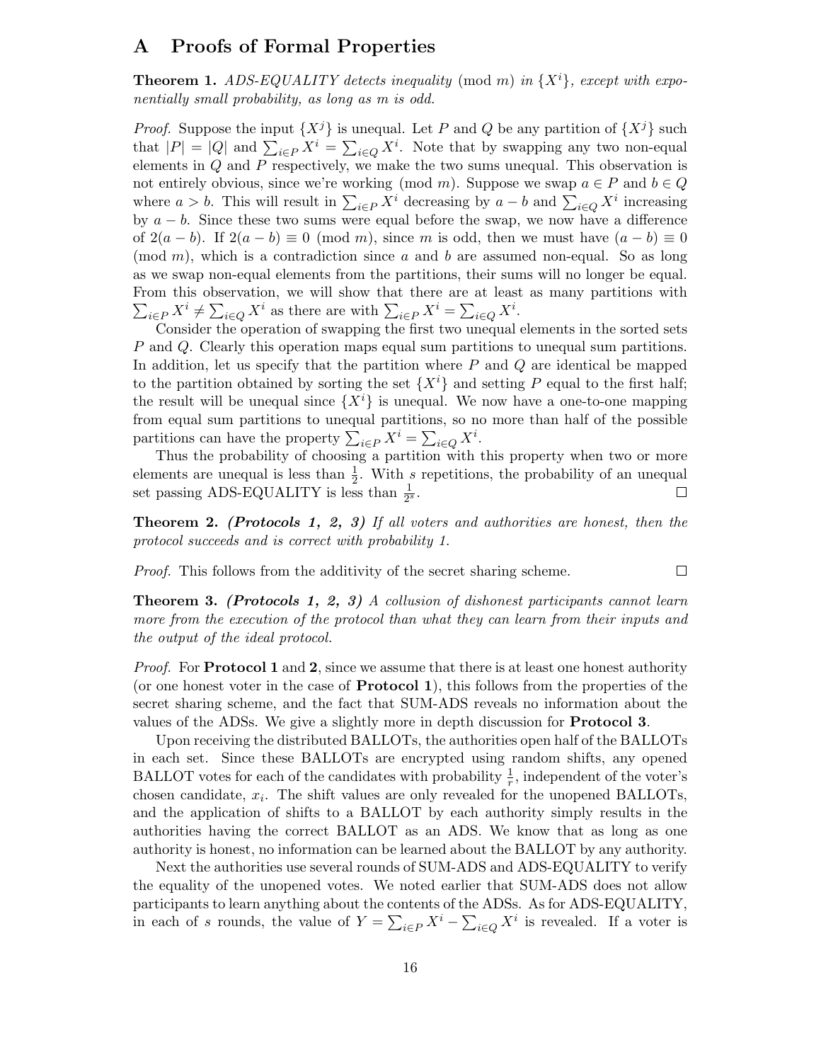# A Proofs of Formal Properties

**Theorem 1.** *ADS-EQUALITY detects inequality* (mod $m$) *in* $\{X^i\}$*, except with exponentially small probability, as long as* $m$ *is odd.*

*Proof.* Suppose the input $\{X^j\}$ is unequal. Let $P$ and $Q$ be any partition of $\{X^j\}$ such that $|P| = |Q|$ and $\sum_{i \in P} X^i = \sum_{i \in Q} X^i$. Note that by swapping any two non-equal elements in $Q$ and $P$ respectively, we make the two sums unequal. This observation is not entirely obvious, since we're working (mod $m$). Suppose we swap $a \in P$ and $b \in Q$ where $a > b$. This will result in $\sum_{i \in P} X^i$ decreasing by $a - b$ and $\sum_{i \in Q} X^i$ increasing by $a - b$. Since these two sums were equal before the swap, we now have a difference of $2(a - b)$. If $2(a - b) \equiv 0 \pmod{m}$, since $m$ is odd, then we must have $(a - b) \equiv 0 \pmod{m}$, which is a contradiction since $a$ and $b$ are assumed non-equal. So as long as we swap non-equal elements from the partitions, their sums will no longer be equal. From this observation, we will show that there are at least as many partitions with $\sum_{i \in P} X^i \neq \sum_{i \in Q} X^i$ as there are with $\sum_{i \in P} X^i = \sum_{i \in Q} X^i$.

Consider the operation of swapping the first two unequal elements in the sorted sets $P$ and $Q$. Clearly this operation maps equal sum partitions to unequal sum partitions. In addition, let us specify that the partition where $P$ and $Q$ are identical be mapped to the partition obtained by sorting the set $\{X^i\}$ and setting $P$ equal to the first half; the result will be unequal since $\{X^i\}$ is unequal. We now have a one-to-one mapping from equal sum partitions to unequal partitions, so no more than half of the possible partitions can have the property $\sum_{i \in P} X^i = \sum_{i \in Q} X^i$.

Thus the probability of choosing a partition with this property when two or more elements are unequal is less than $\frac{1}{2}$. With $s$ repetitions, the probability of an unequal set passing ADS-EQUALITY is less than $\frac{1}{2^s}$. ☐

**Theorem 2.** ***(Protocols 1, 2, 3)*** *If all voters and authorities are honest, then the protocol succeeds and is correct with probability 1.*

*Proof.* This follows from the additivity of the secret sharing scheme. ☐

**Theorem 3.** ***(Protocols 1, 2, 3)*** *A collusion of dishonest participants cannot learn more from the execution of the protocol than what they can learn from their inputs and the output of the ideal protocol.*

*Proof.* For **Protocol 1** and **2**, since we assume that there is at least one honest authority (or one honest voter in the case of **Protocol 1**), this follows from the properties of the secret sharing scheme, and the fact that SUM-ADS reveals no information about the values of the ADSs. We give a slightly more in depth discussion for **Protocol 3**.

Upon receiving the distributed BALLOTs, the authorities open half of the BALLOTs in each set. Since these BALLOTs are encrypted using random shifts, any opened BALLOT votes for each of the candidates with probability $\frac{1}{r}$, independent of the voter's chosen candidate, $x_i$. The shift values are only revealed for the unopened BALLOTs, and the application of shifts to a BALLOT by each authority simply results in the authorities having the correct BALLOT as an ADS. We know that as long as one authority is honest, no information can be learned about the BALLOT by any authority.

Next the authorities use several rounds of SUM-ADS and ADS-EQUALITY to verify the equality of the unopened votes. We noted earlier that SUM-ADS does not allow participants to learn anything about the contents of the ADSs. As for ADS-EQUALITY, in each of $s$ rounds, the value of $Y = \sum_{i \in P} X^i - \sum_{i \in Q} X^i$ is revealed. If a voter is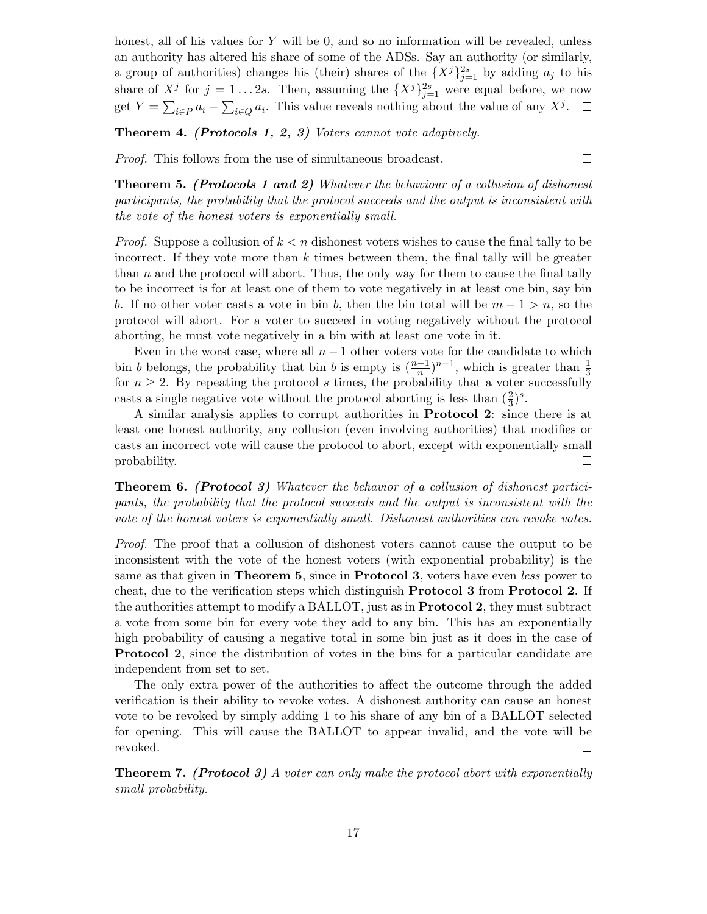honest, all of his values for $Y$ will be 0, and so no information will be revealed, unless an authority has altered his share of some of the ADSs. Say an authority (or similarly, a group of authorities) changes his (their) shares of the $\{X^j\}_{j=1}^{2s}$ by adding $a_j$ to his share of $X^j$ for $j = 1 \ldots 2s$. Then, assuming the $\{X^j\}_{j=1}^{2s}$ were equal before, we now get $Y = \sum_{i \in P} a_i - \sum_{i \in Q} a_i$. This value reveals nothing about the value of any $X^j$. □

**Theorem 4.** ***(Protocols 1, 2, 3)*** *Voters cannot vote adaptively.*

*Proof.* This follows from the use of simultaneous broadcast. □

**Theorem 5.** ***(Protocols 1 and 2)*** *Whatever the behaviour of a collusion of dishonest participants, the probability that the protocol succeeds and the output is inconsistent with the vote of the honest voters is exponentially small.*

*Proof.* Suppose a collusion of $k < n$ dishonest voters wishes to cause the final tally to be incorrect. If they vote more than $k$ times between them, the final tally will be greater than $n$ and the protocol will abort. Thus, the only way for them to cause the final tally to be incorrect is for at least one of them to vote negatively in at least one bin, say bin $b$. If no other voter casts a vote in bin $b$, then the bin total will be $m - 1 > n$, so the protocol will abort. For a voter to succeed in voting negatively without the protocol aborting, he must vote negatively in a bin with at least one vote in it.

Even in the worst case, where all $n-1$ other voters vote for the candidate to which bin $b$ belongs, the probability that bin $b$ is empty is $(\frac{n-1}{n})^{n-1}$, which is greater than $\frac{1}{3}$ for $n \geq 2$. By repeating the protocol $s$ times, the probability that a voter successfully casts a single negative vote without the protocol aborting is less than $(\frac{2}{3})^s$.

A similar analysis applies to corrupt authorities in **Protocol 2**: since there is at least one honest authority, any collusion (even involving authorities) that modifies or casts an incorrect vote will cause the protocol to abort, except with exponentially small probability. □

**Theorem 6.** ***(Protocol 3)*** *Whatever the behavior of a collusion of dishonest participants, the probability that the protocol succeeds and the output is inconsistent with the vote of the honest voters is exponentially small. Dishonest authorities can revoke votes.*

*Proof.* The proof that a collusion of dishonest voters cannot cause the output to be inconsistent with the vote of the honest voters (with exponential probability) is the same as that given in **Theorem 5**, since in **Protocol 3**, voters have even *less* power to cheat, due to the verification steps which distinguish **Protocol 3** from **Protocol 2**. If the authorities attempt to modify a BALLOT, just as in **Protocol 2**, they must subtract a vote from some bin for every vote they add to any bin. This has an exponentially high probability of causing a negative total in some bin just as it does in the case of **Protocol 2**, since the distribution of votes in the bins for a particular candidate are independent from set to set.

The only extra power of the authorities to affect the outcome through the added verification is their ability to revoke votes. A dishonest authority can cause an honest vote to be revoked by simply adding 1 to his share of any bin of a BALLOT selected for opening. This will cause the BALLOT to appear invalid, and the vote will be revoked. □

**Theorem 7.** ***(Protocol 3)*** *A voter can only make the protocol abort with exponentially small probability.*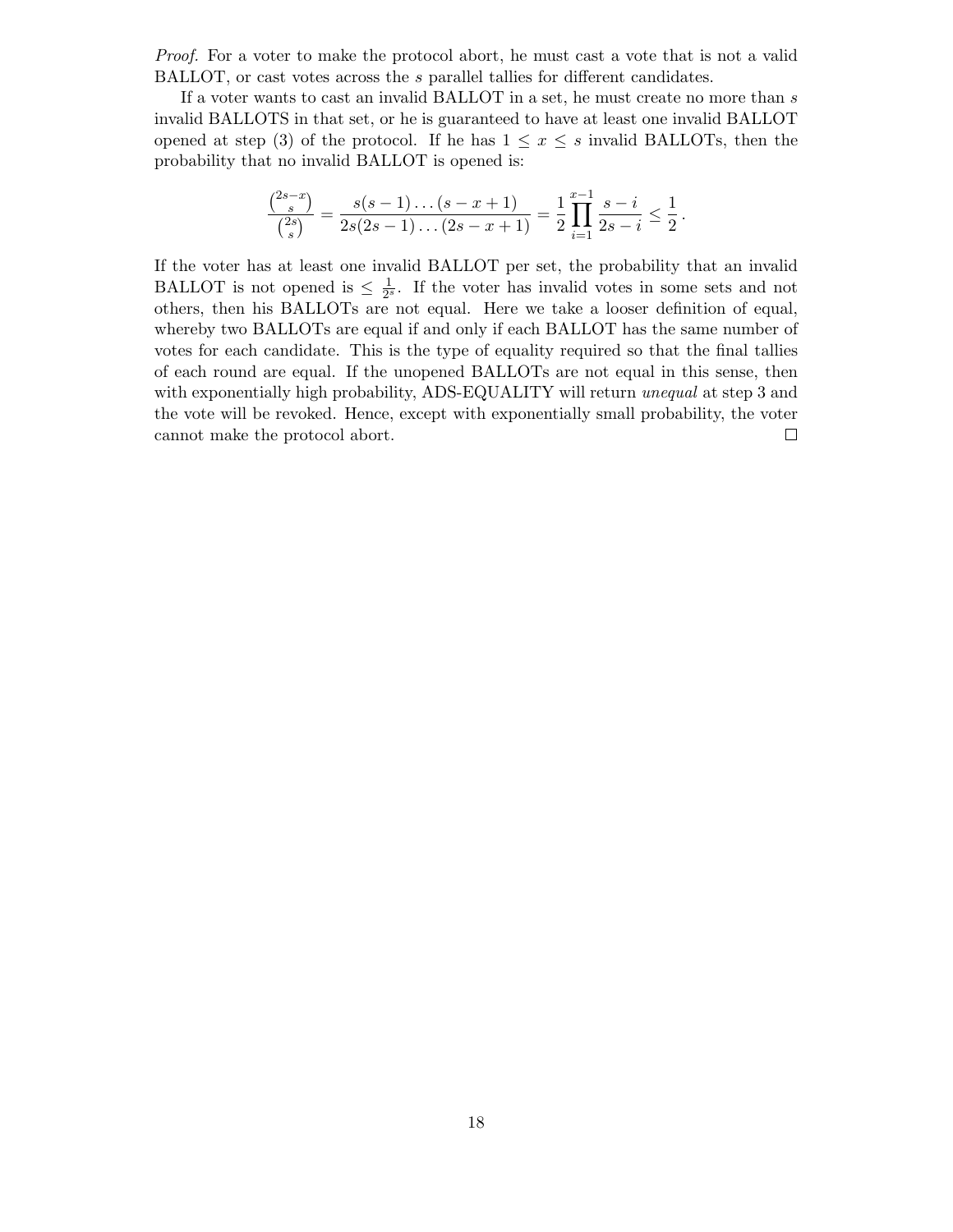*Proof.* For a voter to make the protocol abort, he must cast a vote that is not a valid BALLOT, or cast votes across the $s$ parallel tallies for different candidates.

If a voter wants to cast an invalid BALLOT in a set, he must create no more than $s$ invalid BALLOTS in that set, or he is guaranteed to have at least one invalid BALLOT opened at step (3) of the protocol. If he has $1 \leq x \leq s$ invalid BALLOTs, then the probability that no invalid BALLOT is opened is:

$$\frac{\binom{2s-x}{s}}{\binom{2s}{s}} = \frac{s(s-1)\dots(s-x+1)}{2s(2s-1)\dots(2s-x+1)} = \frac{1}{2}\prod_{i=1}^{x-1}\frac{s-i}{2s-i} \leq \frac{1}{2}\,.$$

If the voter has at least one invalid BALLOT per set, the probability that an invalid BALLOT is not opened is $\leq \frac{1}{2^s}$. If the voter has invalid votes in some sets and not others, then his BALLOTs are not equal. Here we take a looser definition of equal, whereby two BALLOTs are equal if and only if each BALLOT has the same number of votes for each candidate. This is the type of equality required so that the final tallies of each round are equal. If the unopened BALLOTs are not equal in this sense, then with exponentially high probability, ADS-EQUALITY will return *unequal* at step 3 and the vote will be revoked. Hence, except with exponentially small probability, the voter cannot make the protocol abort. □